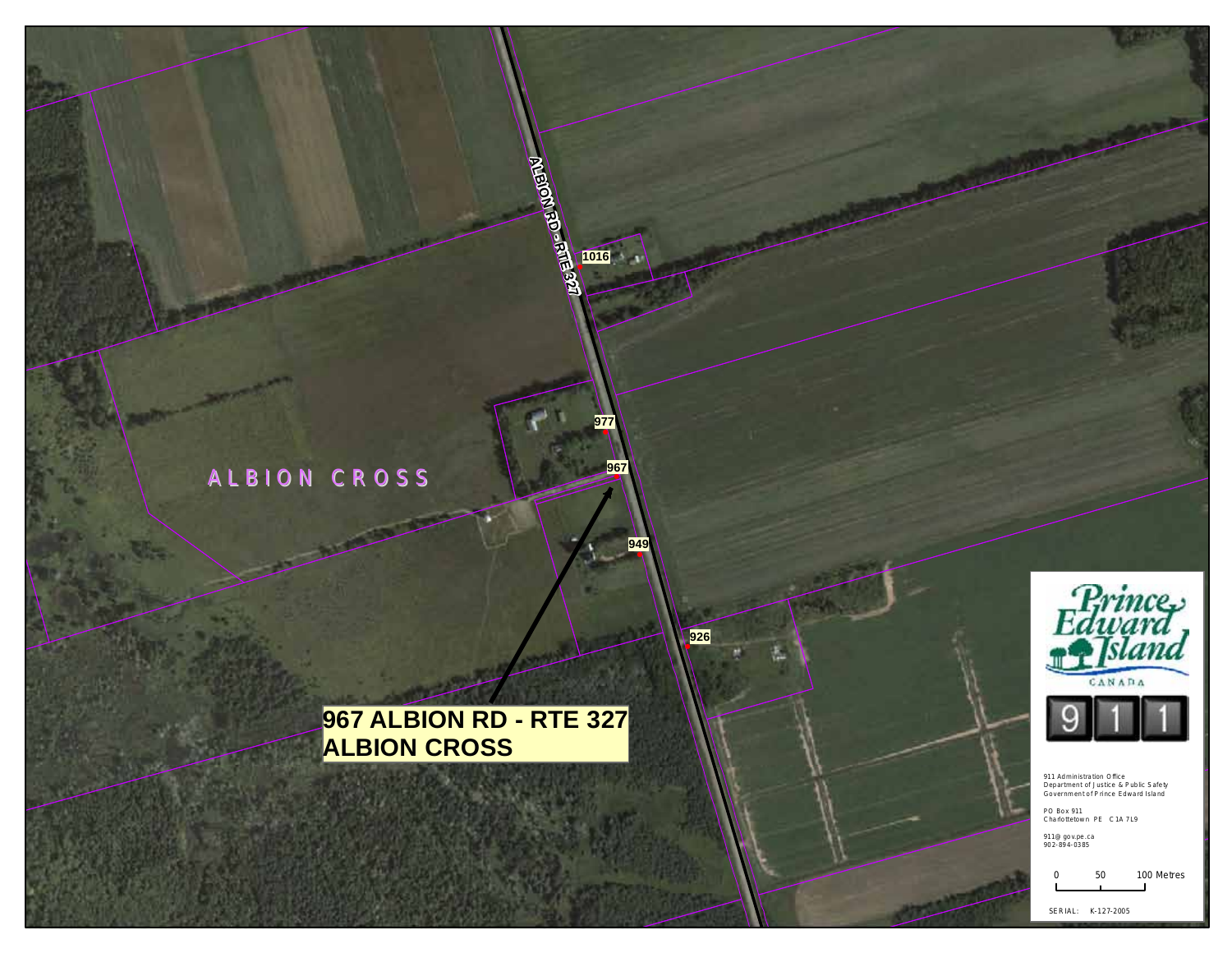ALBION RD - RTE 327

1016

977

967

949

926

ALBION CROSS

**967 ALBION RD - RTE 327**
**ALBION CROSS**

Prince Edward Island
CANADA

9 1 1

911 Administration Office
Department of Justice & Public Safety
Government of Prince Edward Island

PO Box 911
Charlottetown PE C1A 7L9

911@gov.pe.ca
902-894-0385

0 50 100 Metres

SERIAL: K-127-2005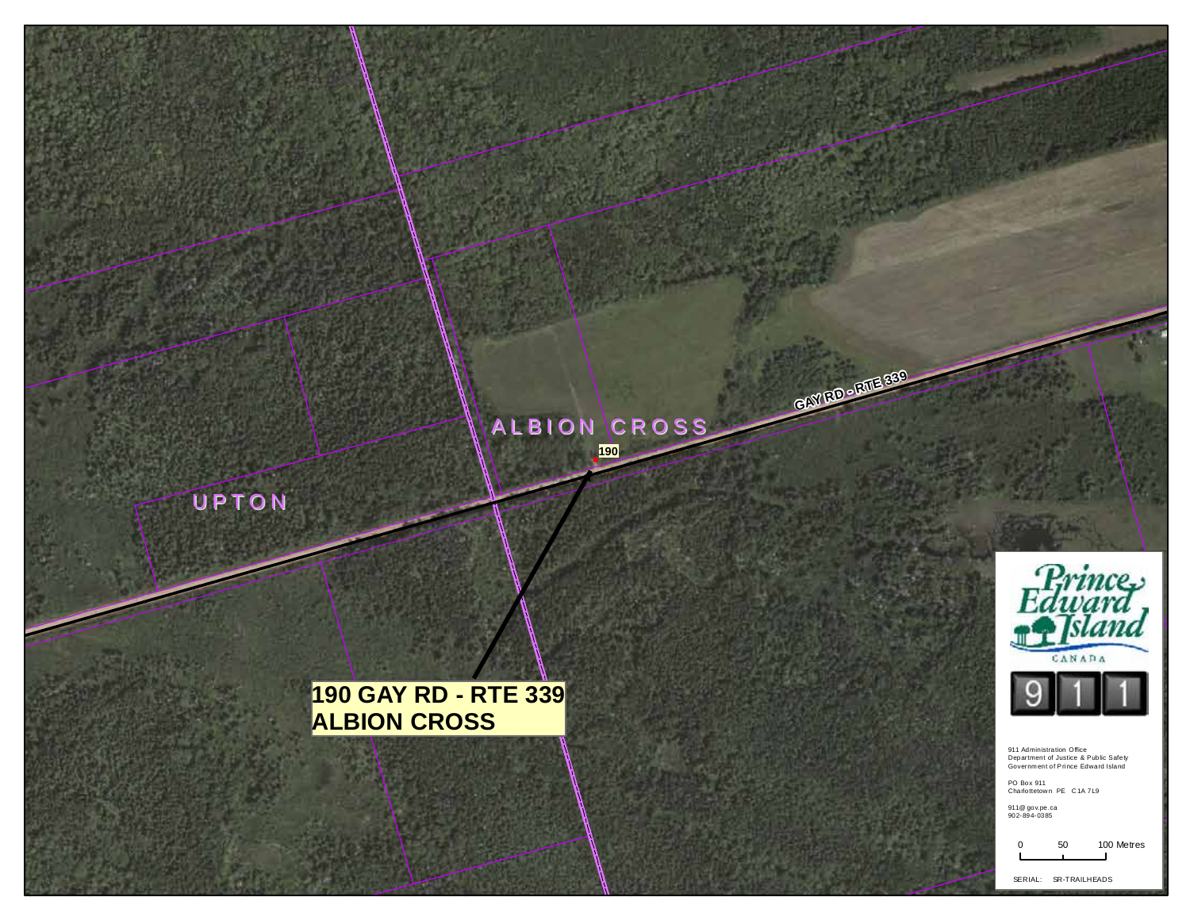ALBION CROSS

UPTON

GAY RD - RTE 339

190

**190 GAY RD - RTE 339**
**ALBION CROSS**

Prince Edward Island
CANADA

911

911 Administration Office
Department of Justice & Public Safety
Government of Prince Edward Island

PO Box 911
Charlottetown PE C1A 7L9

911@gov.pe.ca
902-894-0385

0 50 100 Metres

SERIAL: SR-TRAILHEADS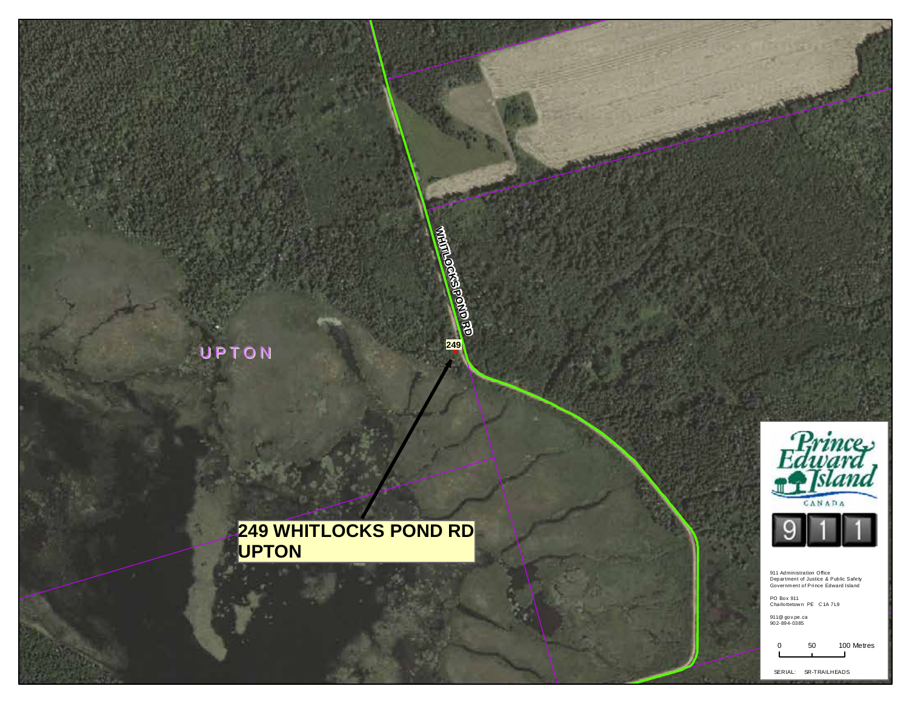WHITLOCKS POND RD

249

UPTON

249 WHITLOCKS POND RD
UPTON

Prince Edward Island
CANADA

911

911 Administration Office
Department of Justice & Public Safety
Government of Prince Edward Island

PO Box 911
Charlottetown PE C1A 7L9

911@gov.pe.ca
902-894-0385

0 50 100 Metres

SERIAL: SR-TRAILHEADS